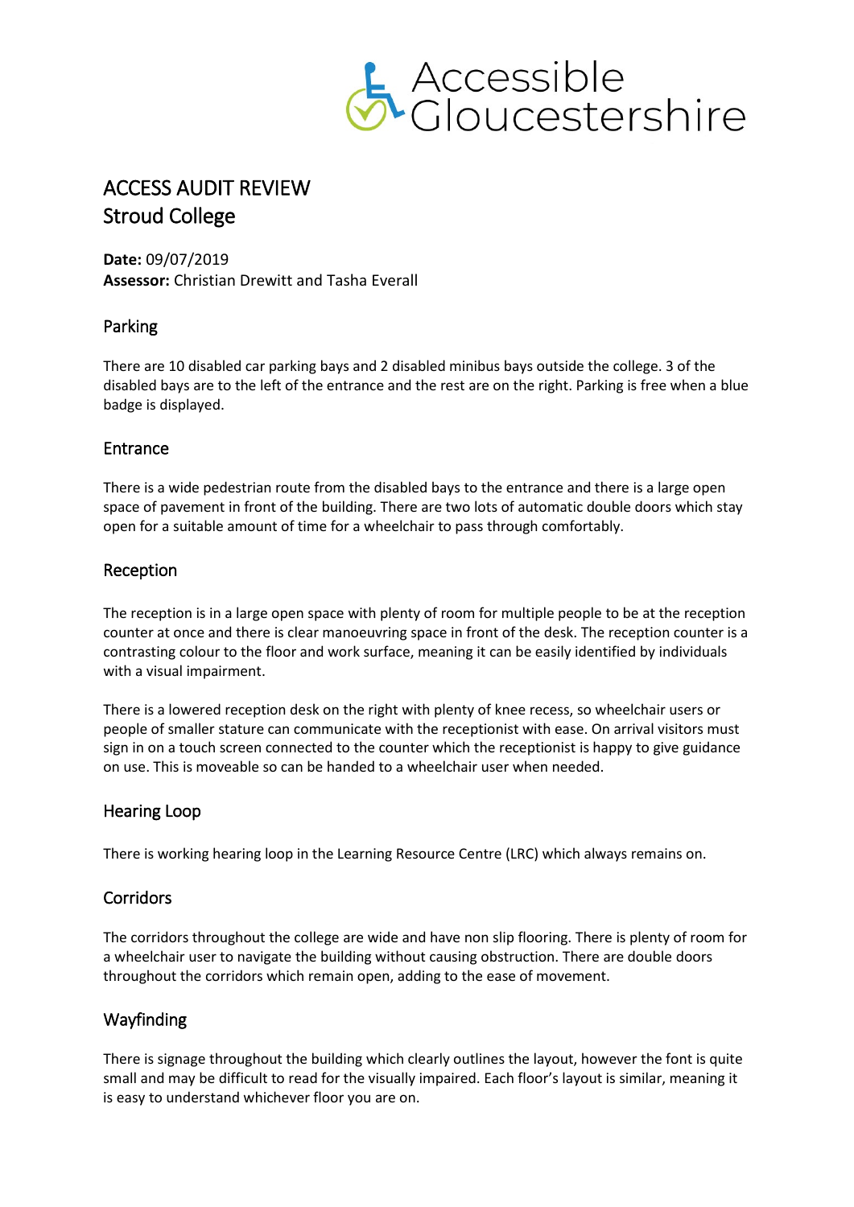# ACCESS AUDIT REVIEW
# Stroud College

**Date:** 09/07/2019
**Assessor:** Christian Drewitt and Tasha Everall

## Parking

There are 10 disabled car parking bays and 2 disabled minibus bays outside the college. 3 of the disabled bays are to the left of the entrance and the rest are on the right. Parking is free when a blue badge is displayed.

## Entrance

There is a wide pedestrian route from the disabled bays to the entrance and there is a large open space of pavement in front of the building. There are two lots of automatic double doors which stay open for a suitable amount of time for a wheelchair to pass through comfortably.

## Reception

The reception is in a large open space with plenty of room for multiple people to be at the reception counter at once and there is clear manoeuvring space in front of the desk. The reception counter is a contrasting colour to the floor and work surface, meaning it can be easily identified by individuals with a visual impairment.

There is a lowered reception desk on the right with plenty of knee recess, so wheelchair users or people of smaller stature can communicate with the receptionist with ease. On arrival visitors must sign in on a touch screen connected to the counter which the receptionist is happy to give guidance on use. This is moveable so can be handed to a wheelchair user when needed.

## Hearing Loop

There is working hearing loop in the Learning Resource Centre (LRC) which always remains on.

## Corridors

The corridors throughout the college are wide and have non slip flooring. There is plenty of room for a wheelchair user to navigate the building without causing obstruction. There are double doors throughout the corridors which remain open, adding to the ease of movement.

## Wayfinding

There is signage throughout the building which clearly outlines the layout, however the font is quite small and may be difficult to read for the visually impaired. Each floor's layout is similar, meaning it is easy to understand whichever floor you are on.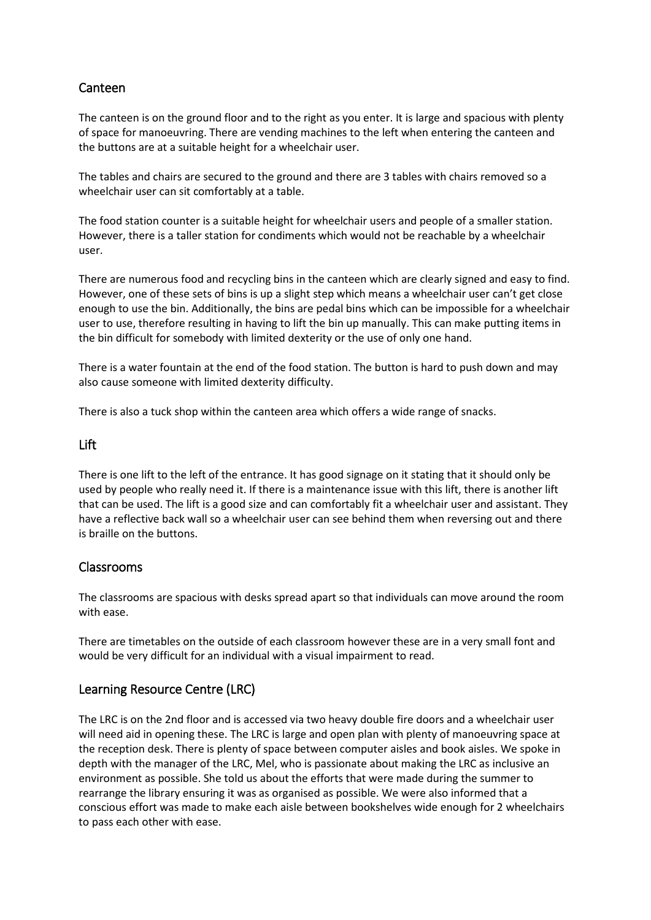## Canteen

The canteen is on the ground floor and to the right as you enter. It is large and spacious with plenty of space for manoeuvring. There are vending machines to the left when entering the canteen and the buttons are at a suitable height for a wheelchair user.

The tables and chairs are secured to the ground and there are 3 tables with chairs removed so a wheelchair user can sit comfortably at a table.

The food station counter is a suitable height for wheelchair users and people of a smaller station. However, there is a taller station for condiments which would not be reachable by a wheelchair user.

There are numerous food and recycling bins in the canteen which are clearly signed and easy to find. However, one of these sets of bins is up a slight step which means a wheelchair user can't get close enough to use the bin. Additionally, the bins are pedal bins which can be impossible for a wheelchair user to use, therefore resulting in having to lift the bin up manually. This can make putting items in the bin difficult for somebody with limited dexterity or the use of only one hand.

There is a water fountain at the end of the food station. The button is hard to push down and may also cause someone with limited dexterity difficulty.

There is also a tuck shop within the canteen area which offers a wide range of snacks.

## Lift

There is one lift to the left of the entrance. It has good signage on it stating that it should only be used by people who really need it. If there is a maintenance issue with this lift, there is another lift that can be used. The lift is a good size and can comfortably fit a wheelchair user and assistant. They have a reflective back wall so a wheelchair user can see behind them when reversing out and there is braille on the buttons.

## Classrooms

The classrooms are spacious with desks spread apart so that individuals can move around the room with ease.

There are timetables on the outside of each classroom however these are in a very small font and would be very difficult for an individual with a visual impairment to read.

## Learning Resource Centre (LRC)

The LRC is on the 2nd floor and is accessed via two heavy double fire doors and a wheelchair user will need aid in opening these. The LRC is large and open plan with plenty of manoeuvring space at the reception desk. There is plenty of space between computer aisles and book aisles. We spoke in depth with the manager of the LRC, Mel, who is passionate about making the LRC as inclusive an environment as possible. She told us about the efforts that were made during the summer to rearrange the library ensuring it was as organised as possible. We were also informed that a conscious effort was made to make each aisle between bookshelves wide enough for 2 wheelchairs to pass each other with ease.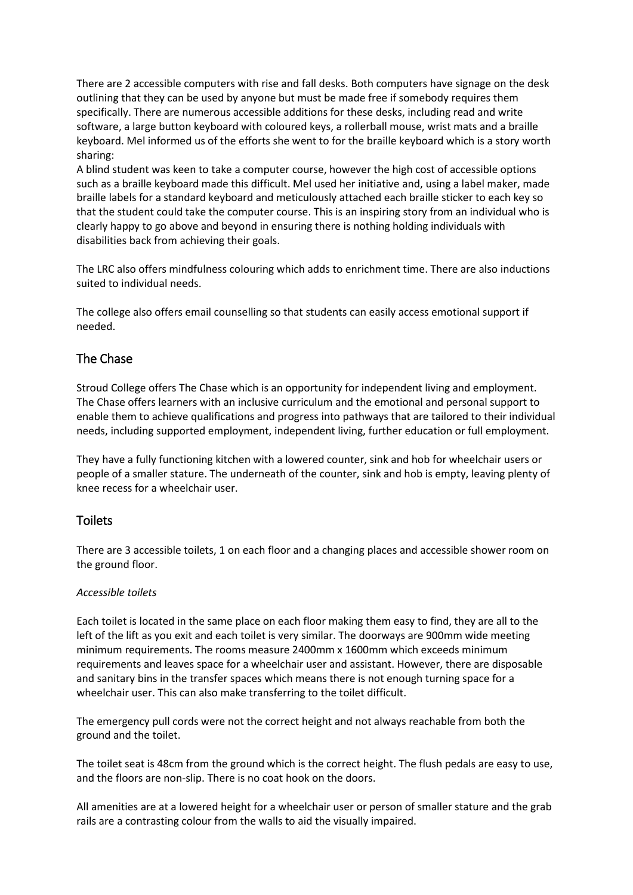There are 2 accessible computers with rise and fall desks. Both computers have signage on the desk outlining that they can be used by anyone but must be made free if somebody requires them specifically. There are numerous accessible additions for these desks, including read and write software, a large button keyboard with coloured keys, a rollerball mouse, wrist mats and a braille keyboard. Mel informed us of the efforts she went to for the braille keyboard which is a story worth sharing:
A blind student was keen to take a computer course, however the high cost of accessible options such as a braille keyboard made this difficult. Mel used her initiative and, using a label maker, made braille labels for a standard keyboard and meticulously attached each braille sticker to each key so that the student could take the computer course. This is an inspiring story from an individual who is clearly happy to go above and beyond in ensuring there is nothing holding individuals with disabilities back from achieving their goals.

The LRC also offers mindfulness colouring which adds to enrichment time. There are also inductions suited to individual needs.

The college also offers email counselling so that students can easily access emotional support if needed.

## The Chase

Stroud College offers The Chase which is an opportunity for independent living and employment. The Chase offers learners with an inclusive curriculum and the emotional and personal support to enable them to achieve qualifications and progress into pathways that are tailored to their individual needs, including supported employment, independent living, further education or full employment.

They have a fully functioning kitchen with a lowered counter, sink and hob for wheelchair users or people of a smaller stature. The underneath of the counter, sink and hob is empty, leaving plenty of knee recess for a wheelchair user.

## Toilets

There are 3 accessible toilets, 1 on each floor and a changing places and accessible shower room on the ground floor.

*Accessible toilets*

Each toilet is located in the same place on each floor making them easy to find, they are all to the left of the lift as you exit and each toilet is very similar. The doorways are 900mm wide meeting minimum requirements. The rooms measure 2400mm x 1600mm which exceeds minimum requirements and leaves space for a wheelchair user and assistant. However, there are disposable and sanitary bins in the transfer spaces which means there is not enough turning space for a wheelchair user. This can also make transferring to the toilet difficult.

The emergency pull cords were not the correct height and not always reachable from both the ground and the toilet.

The toilet seat is 48cm from the ground which is the correct height. The flush pedals are easy to use, and the floors are non-slip. There is no coat hook on the doors.

All amenities are at a lowered height for a wheelchair user or person of smaller stature and the grab rails are a contrasting colour from the walls to aid the visually impaired.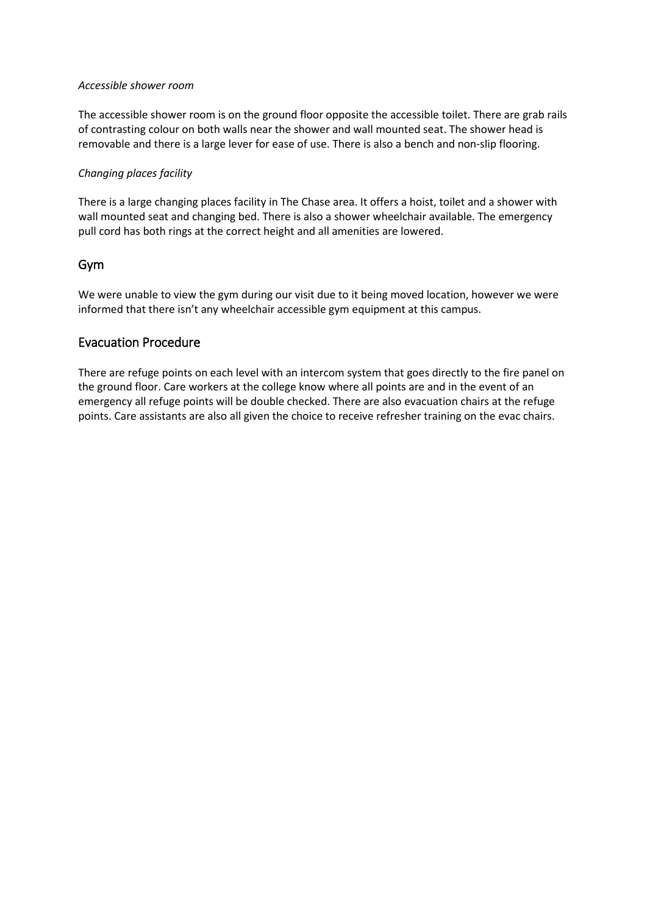*Accessible shower room*

The accessible shower room is on the ground floor opposite the accessible toilet. There are grab rails of contrasting colour on both walls near the shower and wall mounted seat. The shower head is removable and there is a large lever for ease of use. There is also a bench and non-slip flooring.

*Changing places facility*

There is a large changing places facility in The Chase area. It offers a hoist, toilet and a shower with wall mounted seat and changing bed. There is also a shower wheelchair available. The emergency pull cord has both rings at the correct height and all amenities are lowered.

## Gym

We were unable to view the gym during our visit due to it being moved location, however we were informed that there isn't any wheelchair accessible gym equipment at this campus.

## Evacuation Procedure

There are refuge points on each level with an intercom system that goes directly to the fire panel on the ground floor. Care workers at the college know where all points are and in the event of an emergency all refuge points will be double checked. There are also evacuation chairs at the refuge points. Care assistants are also all given the choice to receive refresher training on the evac chairs.